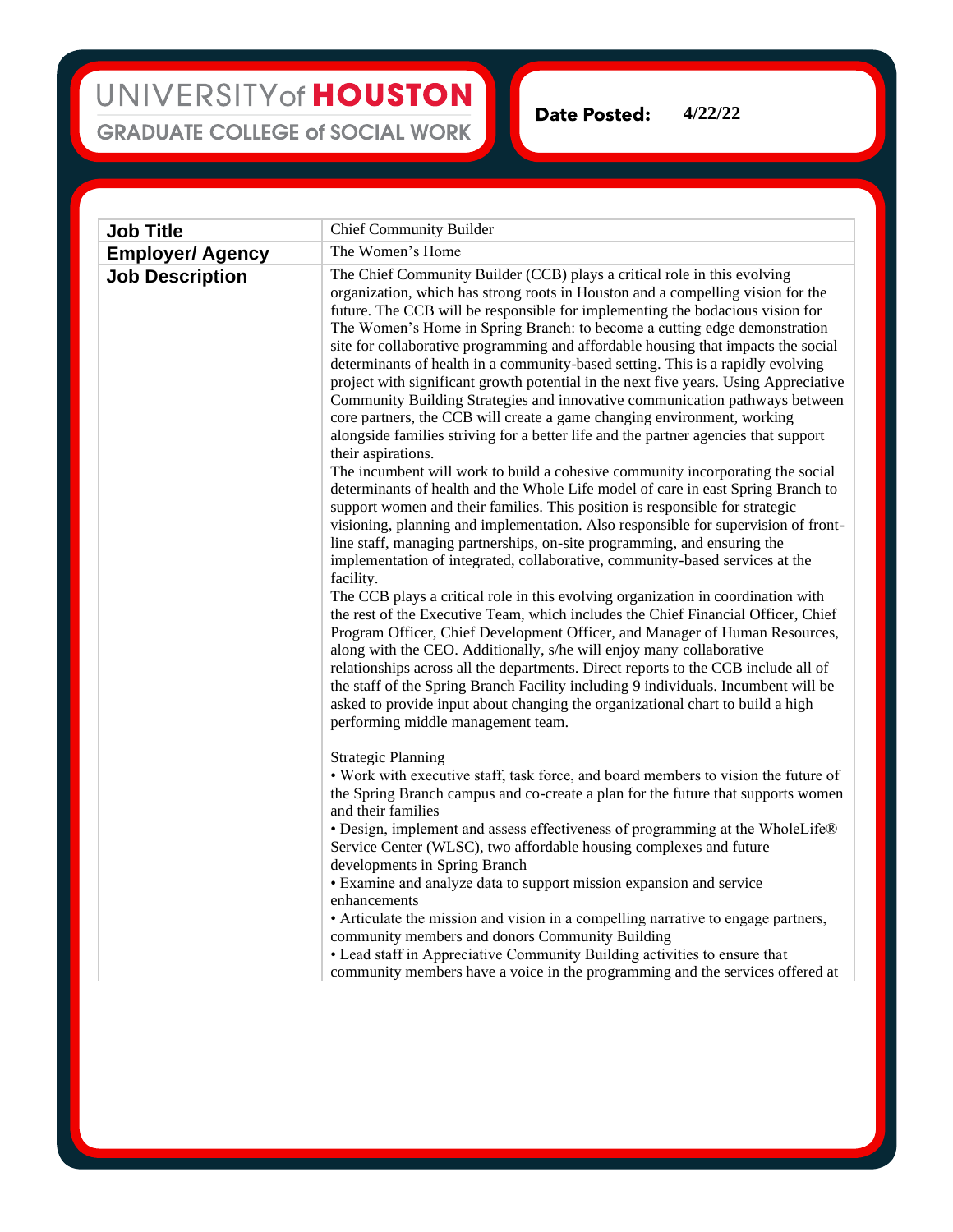UNIVERSITY of HOUSTON
GRADUATE COLLEGE of SOCIAL WORK

**Date Posted:** 4/22/22

| **Job Title** | Chief Community Builder |
|---|---|
| **Employer/ Agency** | The Women's Home |
| **Job Description** | The Chief Community Builder (CCB) plays a critical role in this evolving organization, which has strong roots in Houston and a compelling vision for the future. The CCB will be responsible for implementing the bodacious vision for The Women's Home in Spring Branch: to become a cutting edge demonstration site for collaborative programming and affordable housing that impacts the social determinants of health in a community-based setting. This is a rapidly evolving project with significant growth potential in the next five years. Using Appreciative Community Building Strategies and innovative communication pathways between core partners, the CCB will create a game changing environment, working alongside families striving for a better life and the partner agencies that support their aspirations.<br>The incumbent will work to build a cohesive community incorporating the social determinants of health and the Whole Life model of care in east Spring Branch to support women and their families. This position is responsible for strategic visioning, planning and implementation. Also responsible for supervision of front-line staff, managing partnerships, on-site programming, and ensuring the implementation of integrated, collaborative, community-based services at the facility.<br>The CCB plays a critical role in this evolving organization in coordination with the rest of the Executive Team, which includes the Chief Financial Officer, Chief Program Officer, Chief Development Officer, and Manager of Human Resources, along with the CEO. Additionally, s/he will enjoy many collaborative relationships across all the departments. Direct reports to the CCB include all of the staff of the Spring Branch Facility including 9 individuals. Incumbent will be asked to provide input about changing the organizational chart to build a high performing middle management team.<br><br><u>Strategic Planning</u><br>• Work with executive staff, task force, and board members to vision the future of the Spring Branch campus and co-create a plan for the future that supports women and their families<br>• Design, implement and assess effectiveness of programming at the WholeLife® Service Center (WLSC), two affordable housing complexes and future developments in Spring Branch<br>• Examine and analyze data to support mission expansion and service enhancements<br>• Articulate the mission and vision in a compelling narrative to engage partners, community members and donors Community Building<br>• Lead staff in Appreciative Community Building activities to ensure that community members have a voice in the programming and the services offered at |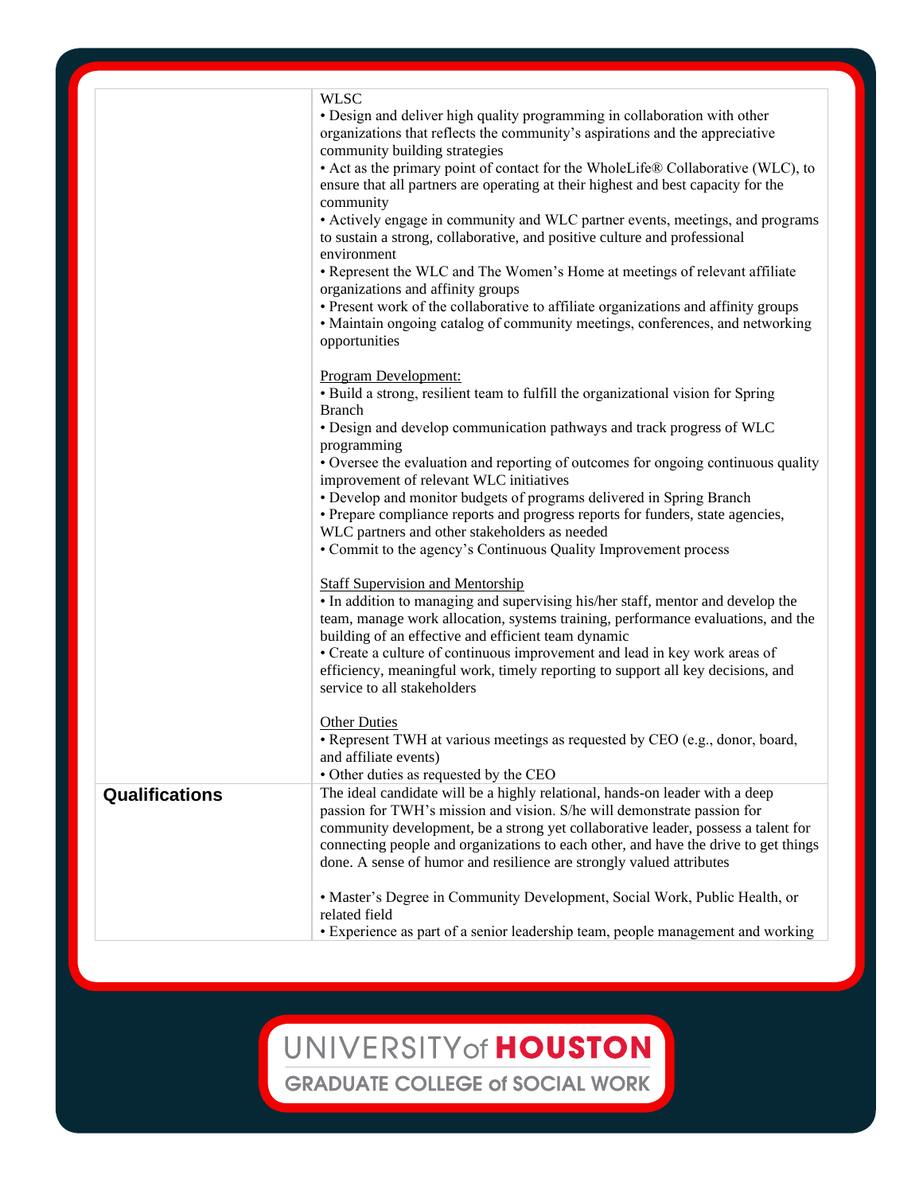| | |
|---|---|
| | WLSC<br>• Design and deliver high quality programming in collaboration with other organizations that reflects the community's aspirations and the appreciative community building strategies<br>• Act as the primary point of contact for the WholeLife® Collaborative (WLC), to ensure that all partners are operating at their highest and best capacity for the community<br>• Actively engage in community and WLC partner events, meetings, and programs to sustain a strong, collaborative, and positive culture and professional environment<br>• Represent the WLC and The Women's Home at meetings of relevant affiliate organizations and affinity groups<br>• Present work of the collaborative to affiliate organizations and affinity groups<br>• Maintain ongoing catalog of community meetings, conferences, and networking opportunities<br><br><u>Program Development:</u><br>• Build a strong, resilient team to fulfill the organizational vision for Spring Branch<br>• Design and develop communication pathways and track progress of WLC programming<br>• Oversee the evaluation and reporting of outcomes for ongoing continuous quality improvement of relevant WLC initiatives<br>• Develop and monitor budgets of programs delivered in Spring Branch<br>• Prepare compliance reports and progress reports for funders, state agencies, WLC partners and other stakeholders as needed<br>• Commit to the agency's Continuous Quality Improvement process<br><br><u>Staff Supervision and Mentorship</u><br>• In addition to managing and supervising his/her staff, mentor and develop the team, manage work allocation, systems training, performance evaluations, and the building of an effective and efficient team dynamic<br>• Create a culture of continuous improvement and lead in key work areas of efficiency, meaningful work, timely reporting to support all key decisions, and service to all stakeholders<br><br><u>Other Duties</u><br>• Represent TWH at various meetings as requested by CEO (e.g., donor, board, and affiliate events)<br>• Other duties as requested by the CEO |
| **Qualifications** | The ideal candidate will be a highly relational, hands-on leader with a deep passion for TWH's mission and vision. S/he will demonstrate passion for community development, be a strong yet collaborative leader, possess a talent for connecting people and organizations to each other, and have the drive to get things done. A sense of humor and resilience are strongly valued attributes<br><br>• Master's Degree in Community Development, Social Work, Public Health, or related field<br>• Experience as part of a senior leadership team, people management and working |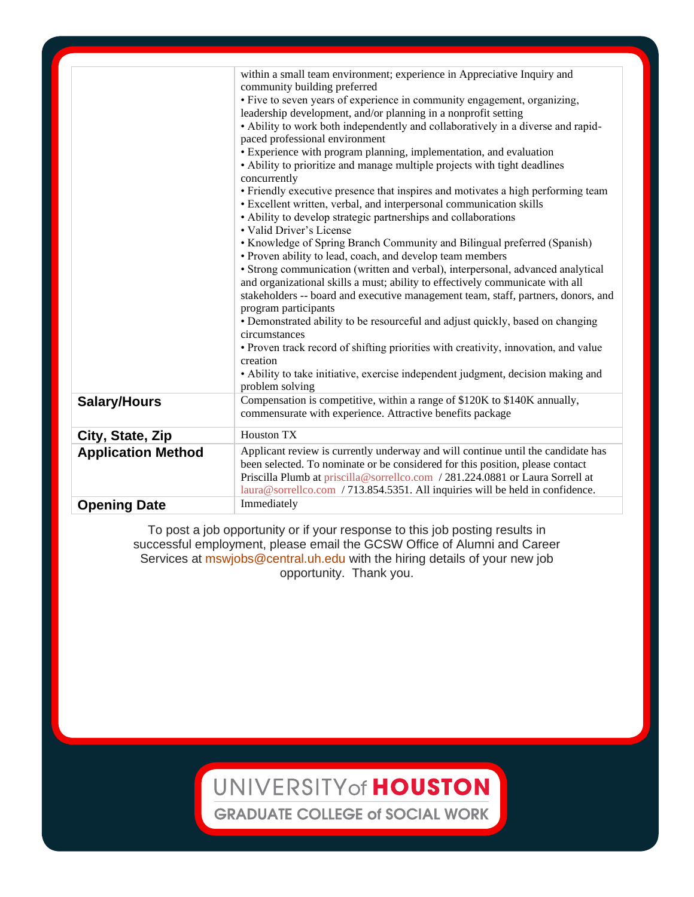| | |
|---|---|
| | within a small team environment; experience in Appreciative Inquiry and community building preferred<br>• Five to seven years of experience in community engagement, organizing, leadership development, and/or planning in a nonprofit setting<br>• Ability to work both independently and collaboratively in a diverse and rapid-paced professional environment<br>• Experience with program planning, implementation, and evaluation<br>• Ability to prioritize and manage multiple projects with tight deadlines concurrently<br>• Friendly executive presence that inspires and motivates a high performing team<br>• Excellent written, verbal, and interpersonal communication skills<br>• Ability to develop strategic partnerships and collaborations<br>• Valid Driver's License<br>• Knowledge of Spring Branch Community and Bilingual preferred (Spanish)<br>• Proven ability to lead, coach, and develop team members<br>• Strong communication (written and verbal), interpersonal, advanced analytical and organizational skills a must; ability to effectively communicate with all stakeholders -- board and executive management team, staff, partners, donors, and program participants<br>• Demonstrated ability to be resourceful and adjust quickly, based on changing circumstances<br>• Proven track record of shifting priorities with creativity, innovation, and value creation<br>• Ability to take initiative, exercise independent judgment, decision making and problem solving |
| **Salary/Hours** | Compensation is competitive, within a range of $120K to $140K annually, commensurate with experience. Attractive benefits package |
| **City, State, Zip** | Houston TX |
| **Application Method** | Applicant review is currently underway and will continue until the candidate has been selected. To nominate or be considered for this position, please contact Priscilla Plumb at priscilla@sorrellco.com / 281.224.0881 or Laura Sorrell at laura@sorrellco.com / 713.854.5351. All inquiries will be held in confidence. |
| **Opening Date** | Immediately |

To post a job opportunity or if your response to this job posting results in successful employment, please email the GCSW Office of Alumni and Career Services at mswjobs@central.uh.edu with the hiring details of your new job opportunity. Thank you.

UNIVERSITY of HOUSTON
GRADUATE COLLEGE of SOCIAL WORK